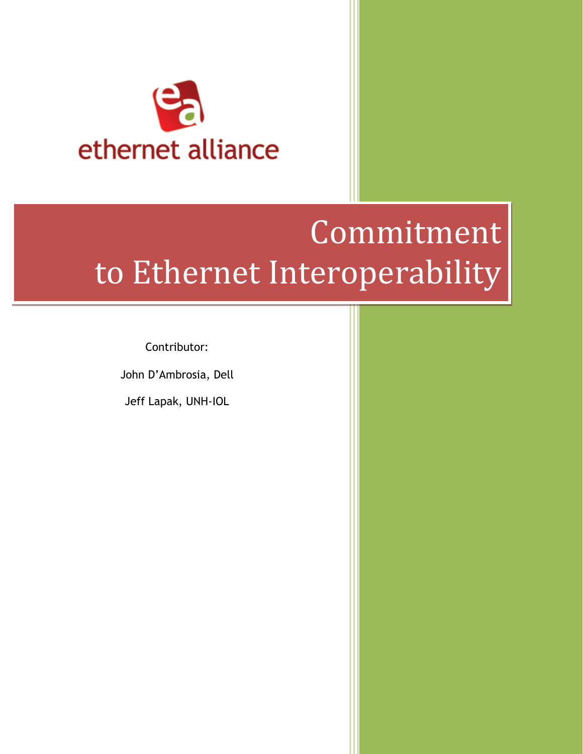ethernet alliance

# Commitment to Ethernet Interoperability

Contributor:

John D'Ambrosia, Dell

Jeff Lapak, UNH-IOL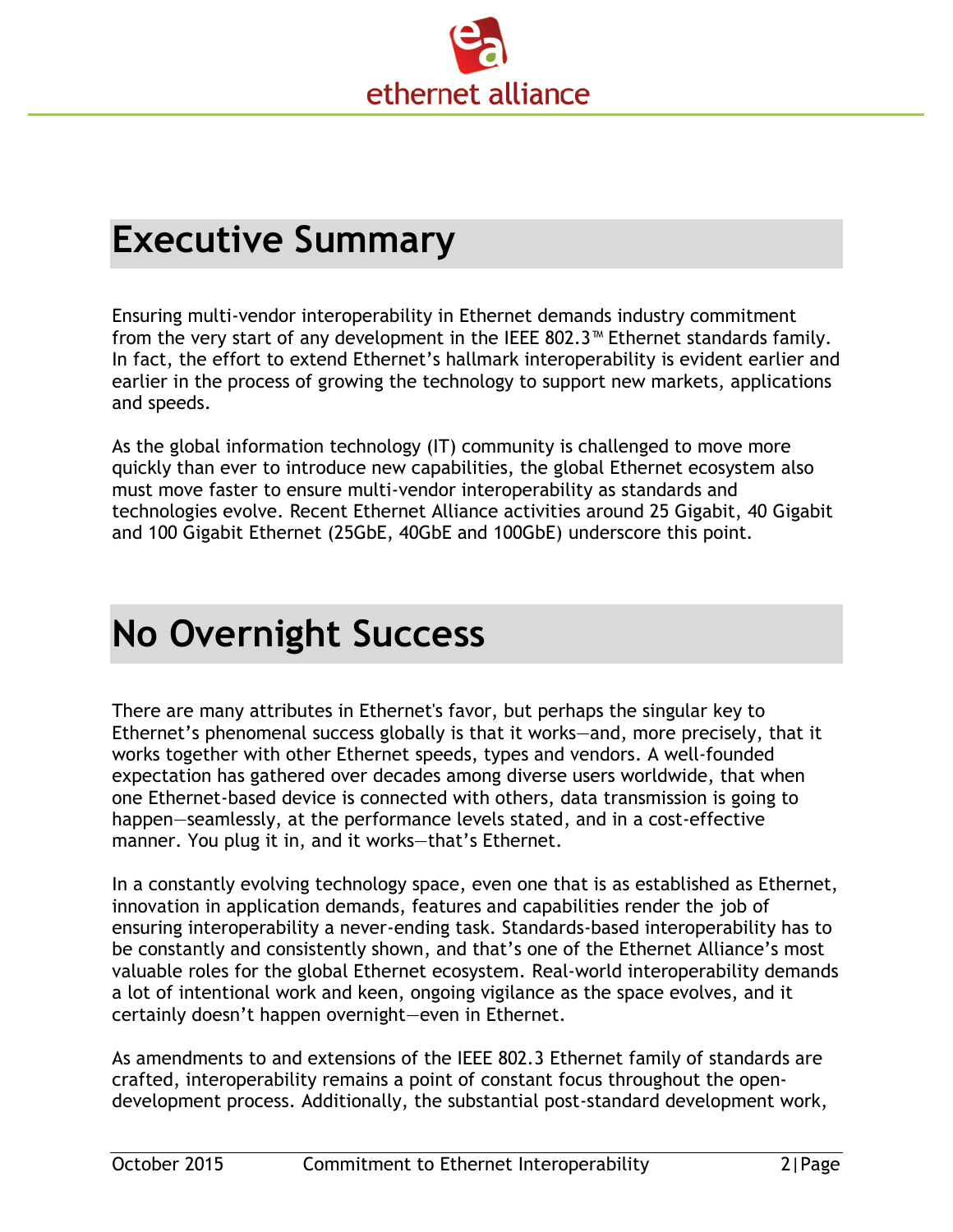# Executive Summary

Ensuring multi-vendor interoperability in Ethernet demands industry commitment from the very start of any development in the IEEE 802.3™ Ethernet standards family. In fact, the effort to extend Ethernet's hallmark interoperability is evident earlier and earlier in the process of growing the technology to support new markets, applications and speeds.

As the global information technology (IT) community is challenged to move more quickly than ever to introduce new capabilities, the global Ethernet ecosystem also must move faster to ensure multi-vendor interoperability as standards and technologies evolve. Recent Ethernet Alliance activities around 25 Gigabit, 40 Gigabit and 100 Gigabit Ethernet (25GbE, 40GbE and 100GbE) underscore this point.

# No Overnight Success

There are many attributes in Ethernet's favor, but perhaps the singular key to Ethernet's phenomenal success globally is that it works—and, more precisely, that it works together with other Ethernet speeds, types and vendors. A well-founded expectation has gathered over decades among diverse users worldwide, that when one Ethernet-based device is connected with others, data transmission is going to happen—seamlessly, at the performance levels stated, and in a cost-effective manner. You plug it in, and it works—that's Ethernet.

In a constantly evolving technology space, even one that is as established as Ethernet, innovation in application demands, features and capabilities render the job of ensuring interoperability a never-ending task. Standards-based interoperability has to be constantly and consistently shown, and that's one of the Ethernet Alliance's most valuable roles for the global Ethernet ecosystem. Real-world interoperability demands a lot of intentional work and keen, ongoing vigilance as the space evolves, and it certainly doesn't happen overnight—even in Ethernet.

As amendments to and extensions of the IEEE 802.3 Ethernet family of standards are crafted, interoperability remains a point of constant focus throughout the open-development process. Additionally, the substantial post-standard development work,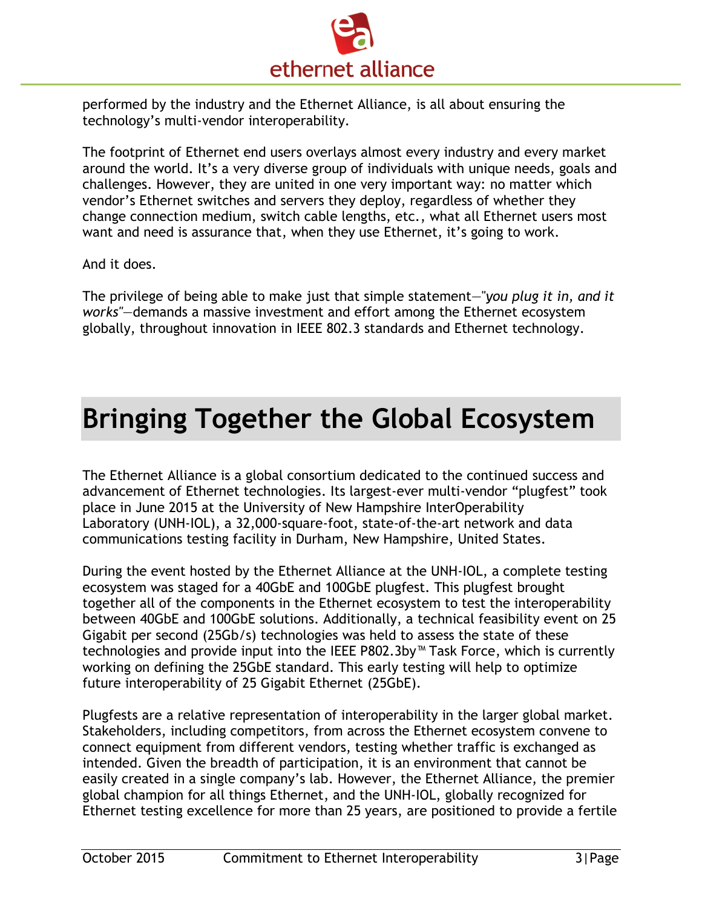performed by the industry and the Ethernet Alliance, is all about ensuring the technology's multi-vendor interoperability.

The footprint of Ethernet end users overlays almost every industry and every market around the world. It's a very diverse group of individuals with unique needs, goals and challenges. However, they are united in one very important way: no matter which vendor's Ethernet switches and servers they deploy, regardless of whether they change connection medium, switch cable lengths, etc., what all Ethernet users most want and need is assurance that, when they use Ethernet, it's going to work.

And it does.

The privilege of being able to make just that simple statement—"*you plug it in, and it works*"—demands a massive investment and effort among the Ethernet ecosystem globally, throughout innovation in IEEE 802.3 standards and Ethernet technology.

# Bringing Together the Global Ecosystem

The Ethernet Alliance is a global consortium dedicated to the continued success and advancement of Ethernet technologies. Its largest-ever multi-vendor "plugfest" took place in June 2015 at the University of New Hampshire InterOperability Laboratory (UNH-IOL), a 32,000-square-foot, state-of-the-art network and data communications testing facility in Durham, New Hampshire, United States.

During the event hosted by the Ethernet Alliance at the UNH-IOL, a complete testing ecosystem was staged for a 40GbE and 100GbE plugfest. This plugfest brought together all of the components in the Ethernet ecosystem to test the interoperability between 40GbE and 100GbE solutions. Additionally, a technical feasibility event on 25 Gigabit per second (25Gb/s) technologies was held to assess the state of these technologies and provide input into the IEEE P802.3by™ Task Force, which is currently working on defining the 25GbE standard. This early testing will help to optimize future interoperability of 25 Gigabit Ethernet (25GbE).

Plugfests are a relative representation of interoperability in the larger global market. Stakeholders, including competitors, from across the Ethernet ecosystem convene to connect equipment from different vendors, testing whether traffic is exchanged as intended. Given the breadth of participation, it is an environment that cannot be easily created in a single company's lab. However, the Ethernet Alliance, the premier global champion for all things Ethernet, and the UNH-IOL, globally recognized for Ethernet testing excellence for more than 25 years, are positioned to provide a fertile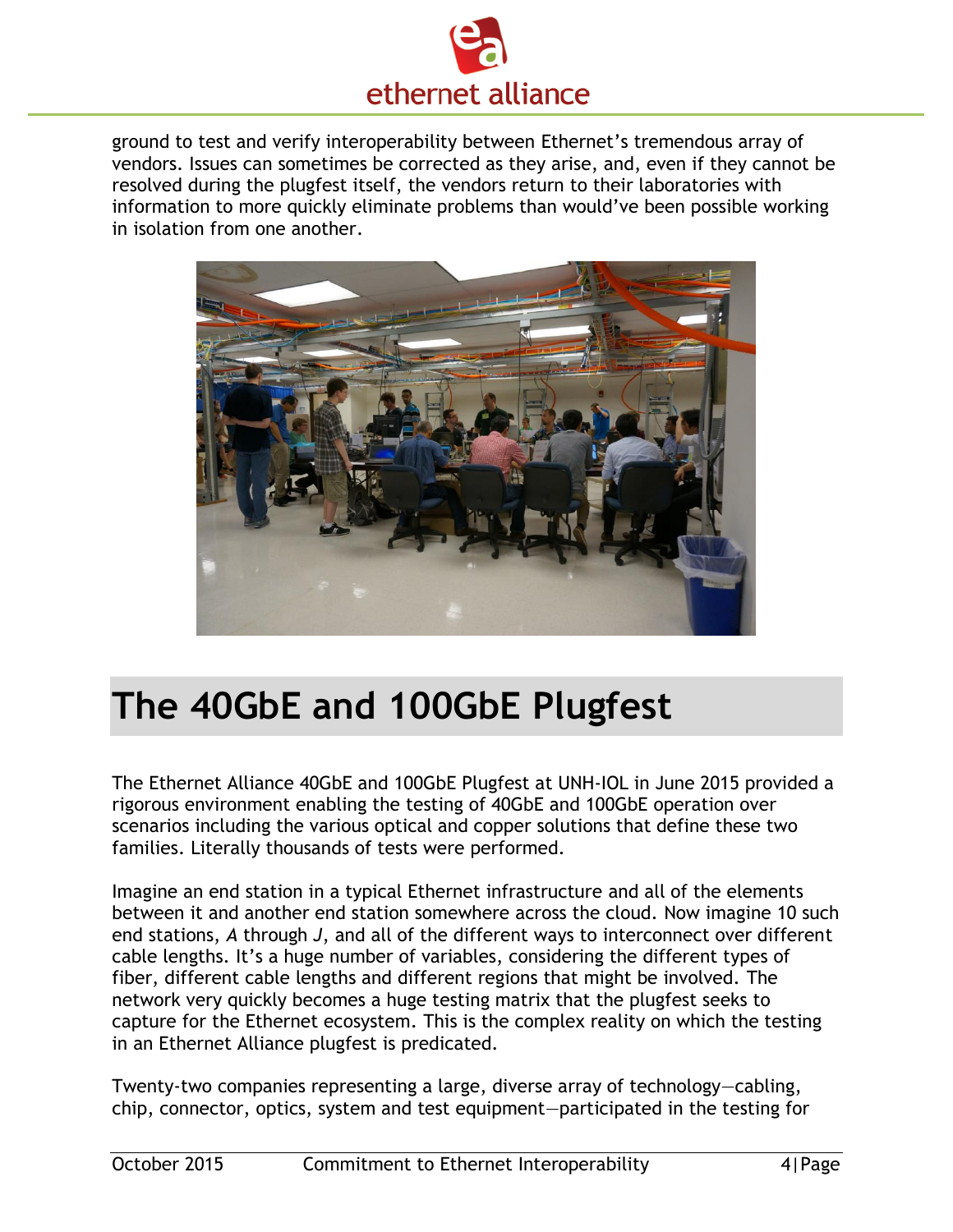ground to test and verify interoperability between Ethernet's tremendous array of vendors. Issues can sometimes be corrected as they arise, and, even if they cannot be resolved during the plugfest itself, the vendors return to their laboratories with information to more quickly eliminate problems than would've been possible working in isolation from one another.

# The 40GbE and 100GbE Plugfest

The Ethernet Alliance 40GbE and 100GbE Plugfest at UNH-IOL in June 2015 provided a rigorous environment enabling the testing of 40GbE and 100GbE operation over scenarios including the various optical and copper solutions that define these two families. Literally thousands of tests were performed.

Imagine an end station in a typical Ethernet infrastructure and all of the elements between it and another end station somewhere across the cloud. Now imagine 10 such end stations, *A* through *J*, and all of the different ways to interconnect over different cable lengths. It's a huge number of variables, considering the different types of fiber, different cable lengths and different regions that might be involved. The network very quickly becomes a huge testing matrix that the plugfest seeks to capture for the Ethernet ecosystem. This is the complex reality on which the testing in an Ethernet Alliance plugfest is predicated.

Twenty-two companies representing a large, diverse array of technology—cabling, chip, connector, optics, system and test equipment—participated in the testing for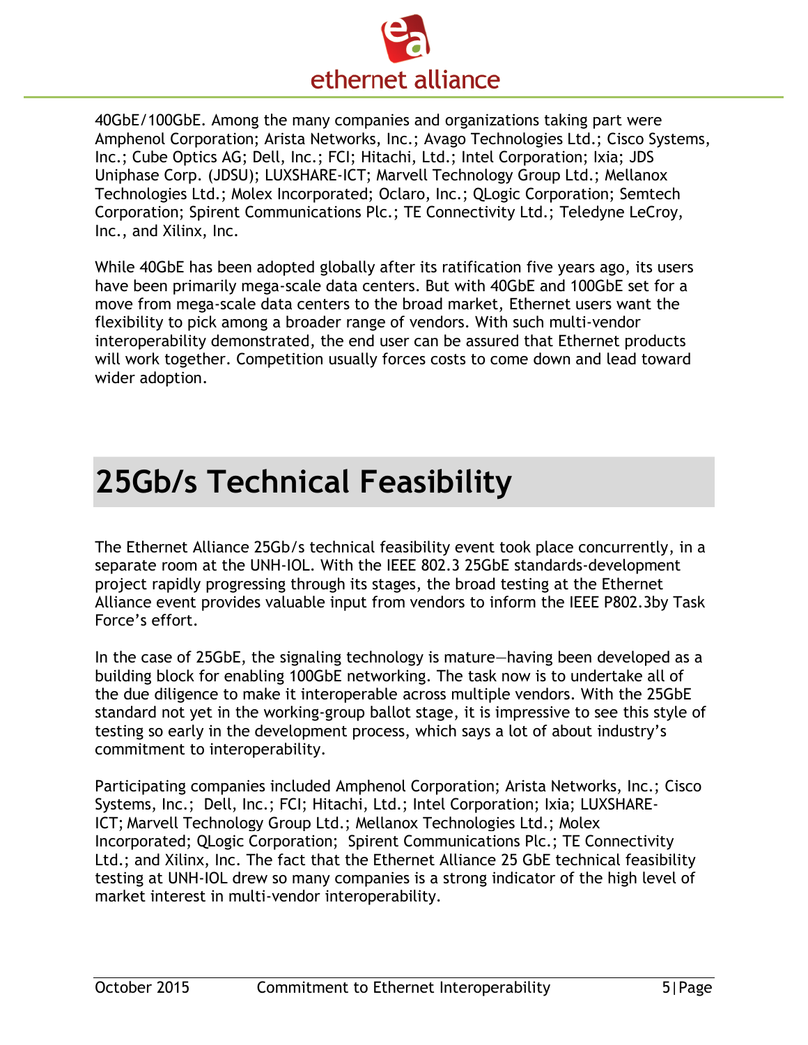40GbE/100GbE. Among the many companies and organizations taking part were Amphenol Corporation; Arista Networks, Inc.; Avago Technologies Ltd.; Cisco Systems, Inc.; Cube Optics AG; Dell, Inc.; FCI; Hitachi, Ltd.; Intel Corporation; Ixia; JDS Uniphase Corp. (JDSU); LUXSHARE-ICT; Marvell Technology Group Ltd.; Mellanox Technologies Ltd.; Molex Incorporated; Oclaro, Inc.; QLogic Corporation; Semtech Corporation; Spirent Communications Plc.; TE Connectivity Ltd.; Teledyne LeCroy, Inc., and Xilinx, Inc.

While 40GbE has been adopted globally after its ratification five years ago, its users have been primarily mega-scale data centers. But with 40GbE and 100GbE set for a move from mega-scale data centers to the broad market, Ethernet users want the flexibility to pick among a broader range of vendors. With such multi-vendor interoperability demonstrated, the end user can be assured that Ethernet products will work together. Competition usually forces costs to come down and lead toward wider adoption.

# 25Gb/s Technical Feasibility

The Ethernet Alliance 25Gb/s technical feasibility event took place concurrently, in a separate room at the UNH-IOL. With the IEEE 802.3 25GbE standards-development project rapidly progressing through its stages, the broad testing at the Ethernet Alliance event provides valuable input from vendors to inform the IEEE P802.3by Task Force's effort.

In the case of 25GbE, the signaling technology is mature—having been developed as a building block for enabling 100GbE networking. The task now is to undertake all of the due diligence to make it interoperable across multiple vendors. With the 25GbE standard not yet in the working-group ballot stage, it is impressive to see this style of testing so early in the development process, which says a lot of about industry's commitment to interoperability.

Participating companies included Amphenol Corporation; Arista Networks, Inc.; Cisco Systems, Inc.; Dell, Inc.; FCI; Hitachi, Ltd.; Intel Corporation; Ixia; LUXSHARE-ICT; Marvell Technology Group Ltd.; Mellanox Technologies Ltd.; Molex Incorporated; QLogic Corporation; Spirent Communications Plc.; TE Connectivity Ltd.; and Xilinx, Inc. The fact that the Ethernet Alliance 25 GbE technical feasibility testing at UNH-IOL drew so many companies is a strong indicator of the high level of market interest in multi-vendor interoperability.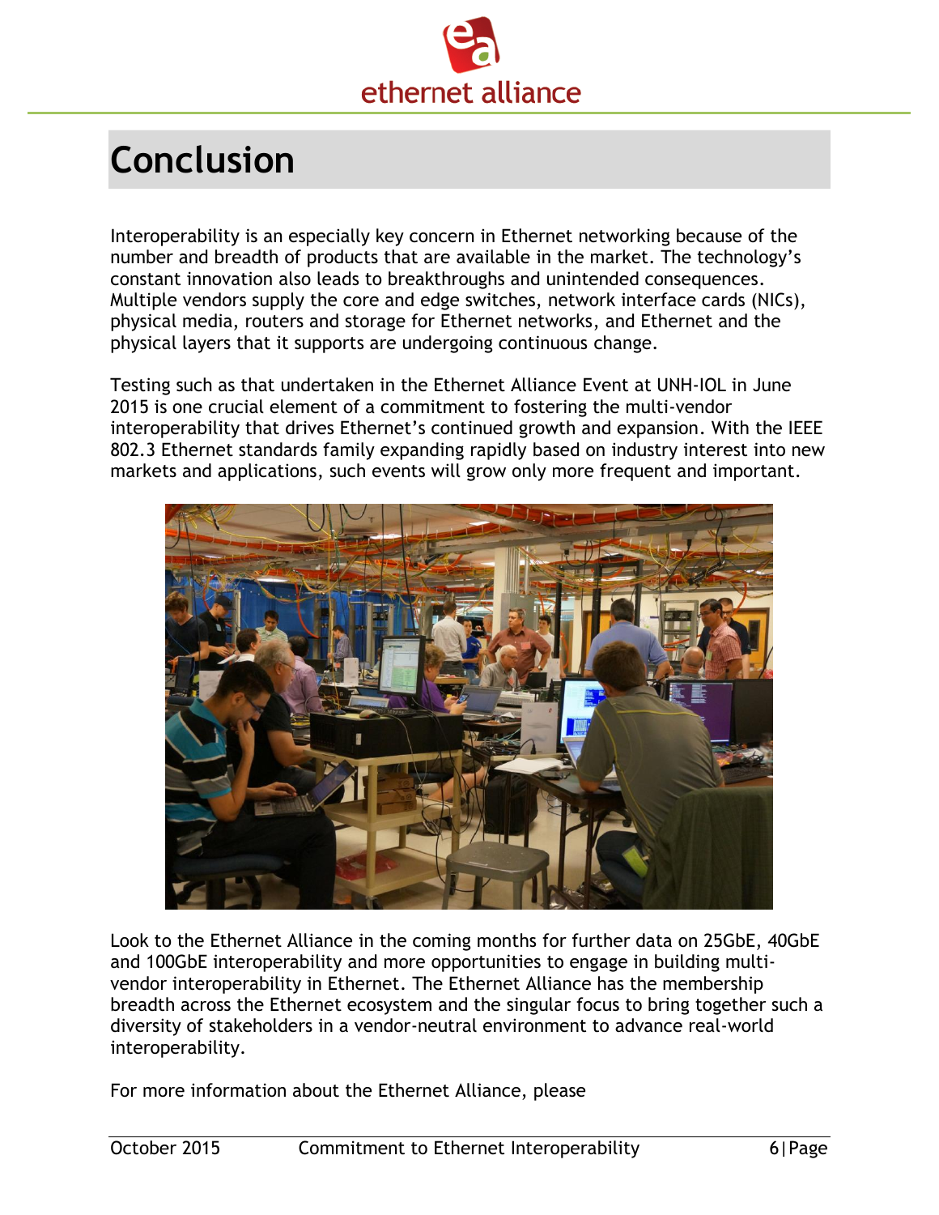# Conclusion

Interoperability is an especially key concern in Ethernet networking because of the number and breadth of products that are available in the market. The technology's constant innovation also leads to breakthroughs and unintended consequences. Multiple vendors supply the core and edge switches, network interface cards (NICs), physical media, routers and storage for Ethernet networks, and Ethernet and the physical layers that it supports are undergoing continuous change.

Testing such as that undertaken in the Ethernet Alliance Event at UNH-IOL in June 2015 is one crucial element of a commitment to fostering the multi-vendor interoperability that drives Ethernet's continued growth and expansion. With the IEEE 802.3 Ethernet standards family expanding rapidly based on industry interest into new markets and applications, such events will grow only more frequent and important.

Look to the Ethernet Alliance in the coming months for further data on 25GbE, 40GbE and 100GbE interoperability and more opportunities to engage in building multi-vendor interoperability in Ethernet. The Ethernet Alliance has the membership breadth across the Ethernet ecosystem and the singular focus to bring together such a diversity of stakeholders in a vendor-neutral environment to advance real-world interoperability.

For more information about the Ethernet Alliance, please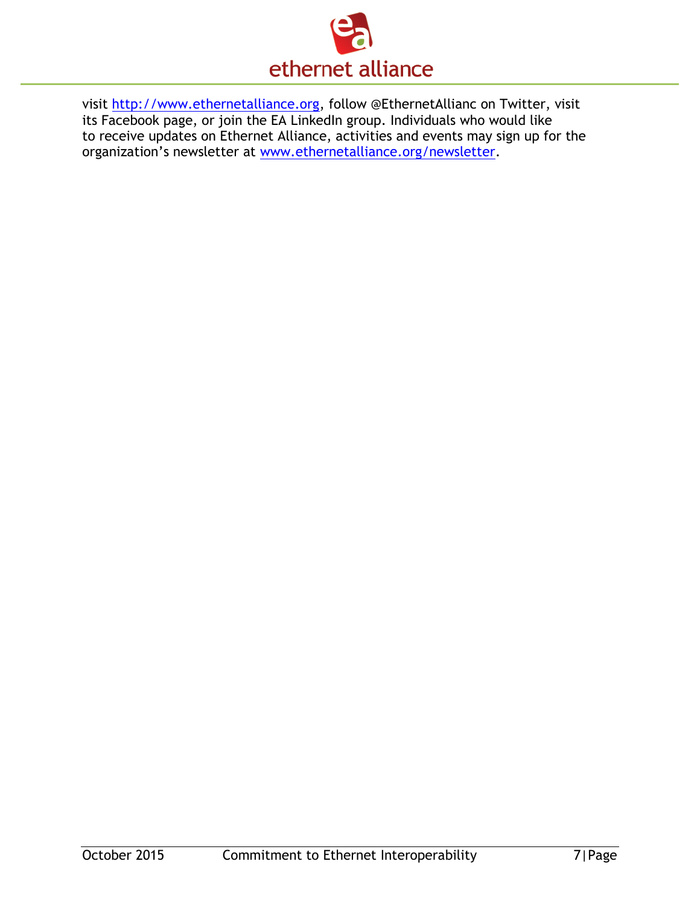visit [http://www.ethernetalliance.org](http://www.ethernetalliance.org), follow @EthernetAllianc on Twitter, visit its Facebook page, or join the EA LinkedIn group. Individuals who would like to receive updates on Ethernet Alliance, activities and events may sign up for the organization's newsletter at [www.ethernetalliance.org/newsletter](http://www.ethernetalliance.org/newsletter).